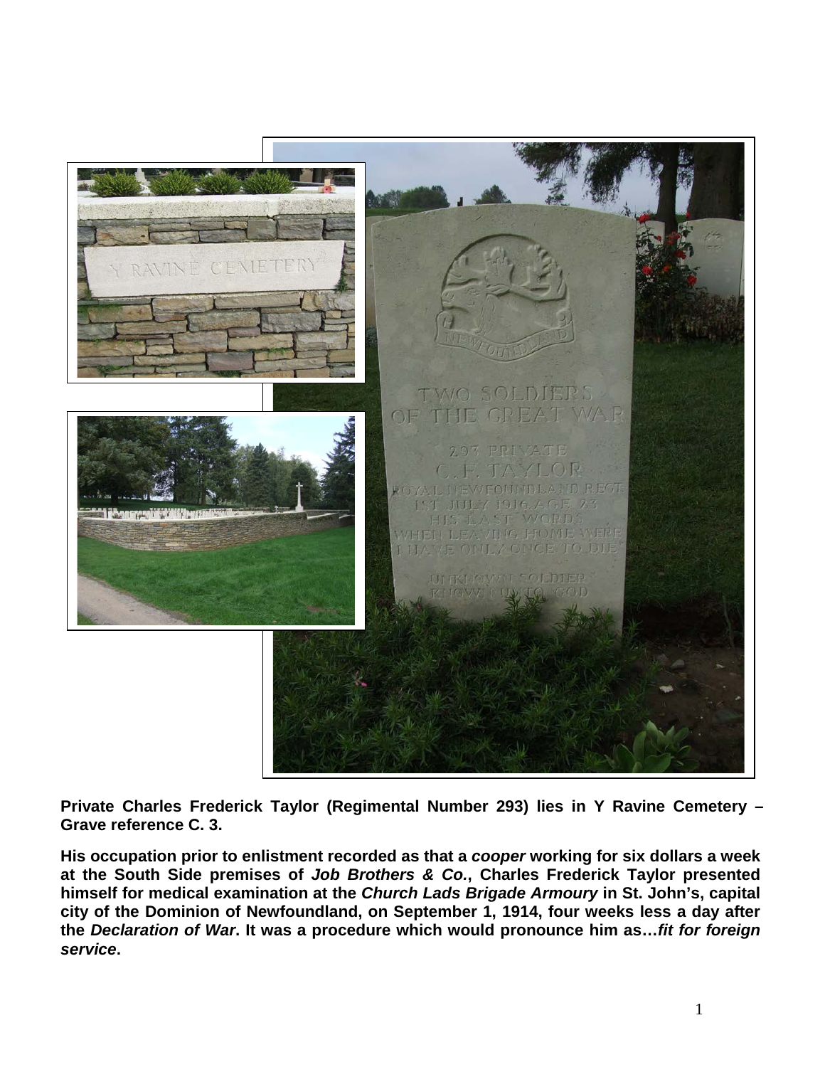**Private Charles Frederick Taylor (Regimental Number 293) lies in Y Ravine Cemetery – Grave reference C. 3.**

**His occupation prior to enlistment recorded as that a *cooper* working for six dollars a week at the South Side premises of *Job Brothers & Co.*, Charles Frederick Taylor presented himself for medical examination at the *Church Lads Brigade Armoury* in St. John's, capital city of the Dominion of Newfoundland, on September 1, 1914, four weeks less a day after the *Declaration of War*. It was a procedure which would pronounce him as…*fit for foreign service*.**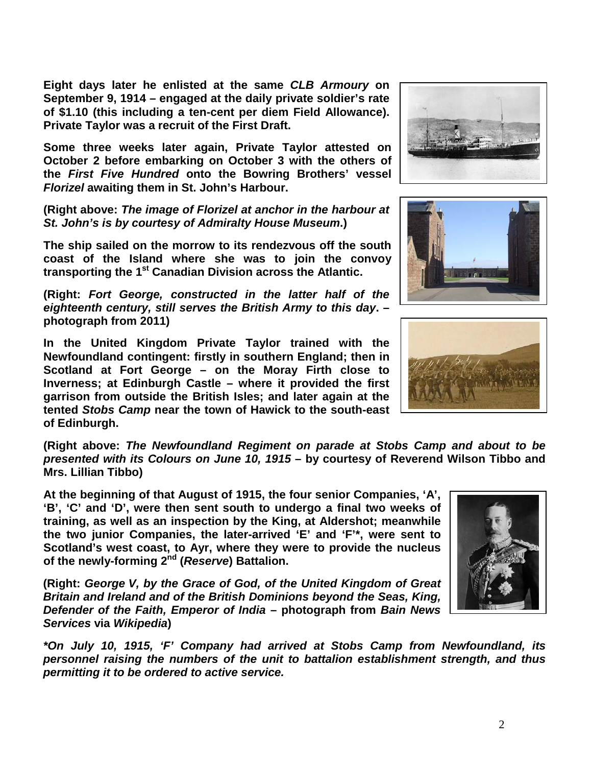**Eight days later he enlisted at the same *CLB Armoury* on September 9, 1914 – engaged at the daily private soldier's rate of $1.10 (this including a ten-cent per diem Field Allowance). Private Taylor was a recruit of the First Draft.**

**Some three weeks later again, Private Taylor attested on October 2 before embarking on October 3 with the others of the *First Five Hundred* onto the Bowring Brothers' vessel *Florizel* awaiting them in St. John's Harbour.**

**(Right above: *The image of Florizel at anchor in the harbour at St. John's is by courtesy of Admiralty House Museum*.)**

**The ship sailed on the morrow to its rendezvous off the south coast of the Island where she was to join the convoy transporting the 1st Canadian Division across the Atlantic.**

**(Right: *Fort George, constructed in the latter half of the eighteenth century, still serves the British Army to this day*. – photograph from 2011)**

**In the United Kingdom Private Taylor trained with the Newfoundland contingent: firstly in southern England; then in Scotland at Fort George – on the Moray Firth close to Inverness; at Edinburgh Castle – where it provided the first garrison from outside the British Isles; and later again at the tented *Stobs Camp* near the town of Hawick to the south-east of Edinburgh.**

**(Right above: *The Newfoundland Regiment on parade at Stobs Camp and about to be presented with its Colours on June 10, 1915* – by courtesy of Reverend Wilson Tibbo and Mrs. Lillian Tibbo)**

**At the beginning of that August of 1915, the four senior Companies, 'A', 'B', 'C' and 'D', were then sent south to undergo a final two weeks of training, as well as an inspection by the King, at Aldershot; meanwhile the two junior Companies, the later-arrived 'E' and 'F'*, were sent to Scotland's west coast, to Ayr, where they were to provide the nucleus of the newly-forming 2nd (*Reserve*) Battalion.**

**(Right: *George V, by the Grace of God, of the United Kingdom of Great Britain and Ireland and of the British Dominions beyond the Seas, King, Defender of the Faith, Emperor of India* – photograph from *Bain News Services* via *Wikipedia*)**

***\*On July 10, 1915, 'F' Company had arrived at Stobs Camp from Newfoundland, its personnel raising the numbers of the unit to battalion establishment strength, and thus permitting it to be ordered to active service.***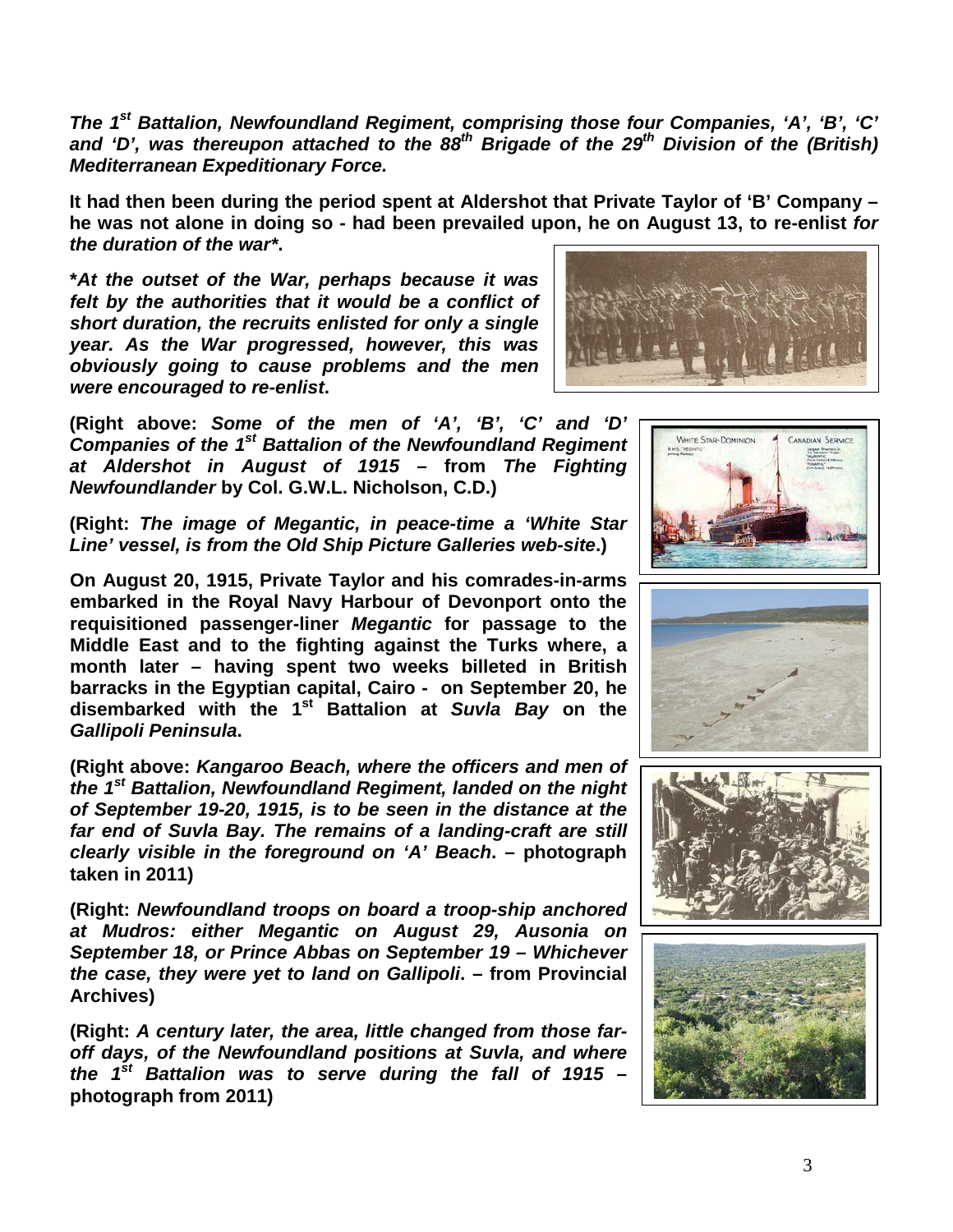***The 1st Battalion, Newfoundland Regiment, comprising those four Companies, 'A', 'B', 'C' and 'D', was thereupon attached to the 88th Brigade of the 29th Division of the (British) Mediterranean Expeditionary Force.***

**It had then been during the period spent at Aldershot that Private Taylor of 'B' Company – he was not alone in doing so - had been prevailed upon, he on August 13, to re-enlist *for the duration of the war****.

***At the outset of the War, perhaps because it was felt by the authorities that it would be a conflict of short duration, the recruits enlisted for only a single year. As the War progressed, however, this was obviously going to cause problems and the men were encouraged to re-enlist*.**

**(Right above: *Some of the men of 'A', 'B', 'C' and 'D' Companies of the 1st Battalion of the Newfoundland Regiment at Aldershot in August of 1915* – from *The Fighting Newfoundlander* by Col. G.W.L. Nicholson, C.D.)**

**(Right: *The image of Megantic, in peace-time a 'White Star Line' vessel, is from the Old Ship Picture Galleries web-site*.)**

**On August 20, 1915, Private Taylor and his comrades-in-arms embarked in the Royal Navy Harbour of Devonport onto the requisitioned passenger-liner *Megantic* for passage to the Middle East and to the fighting against the Turks where, a month later – having spent two weeks billeted in British barracks in the Egyptian capital, Cairo - on September 20, he disembarked with the 1st Battalion at *Suvla Bay* on the *Gallipoli Peninsula*.**

**(Right above: *Kangaroo Beach, where the officers and men of the 1st Battalion, Newfoundland Regiment, landed on the night of September 19-20, 1915, is to be seen in the distance at the far end of Suvla Bay. The remains of a landing-craft are still clearly visible in the foreground on 'A' Beach*. – photograph taken in 2011)**

**(Right: *Newfoundland troops on board a troop-ship anchored at Mudros: either Megantic on August 29, Ausonia on September 18, or Prince Abbas on September 19 – Whichever the case, they were yet to land on Gallipoli*. – from Provincial Archives)**

**(Right: *A century later, the area, little changed from those far-off days, of the Newfoundland positions at Suvla, and where the 1st Battalion was to serve during the fall of 1915* – photograph from 2011)**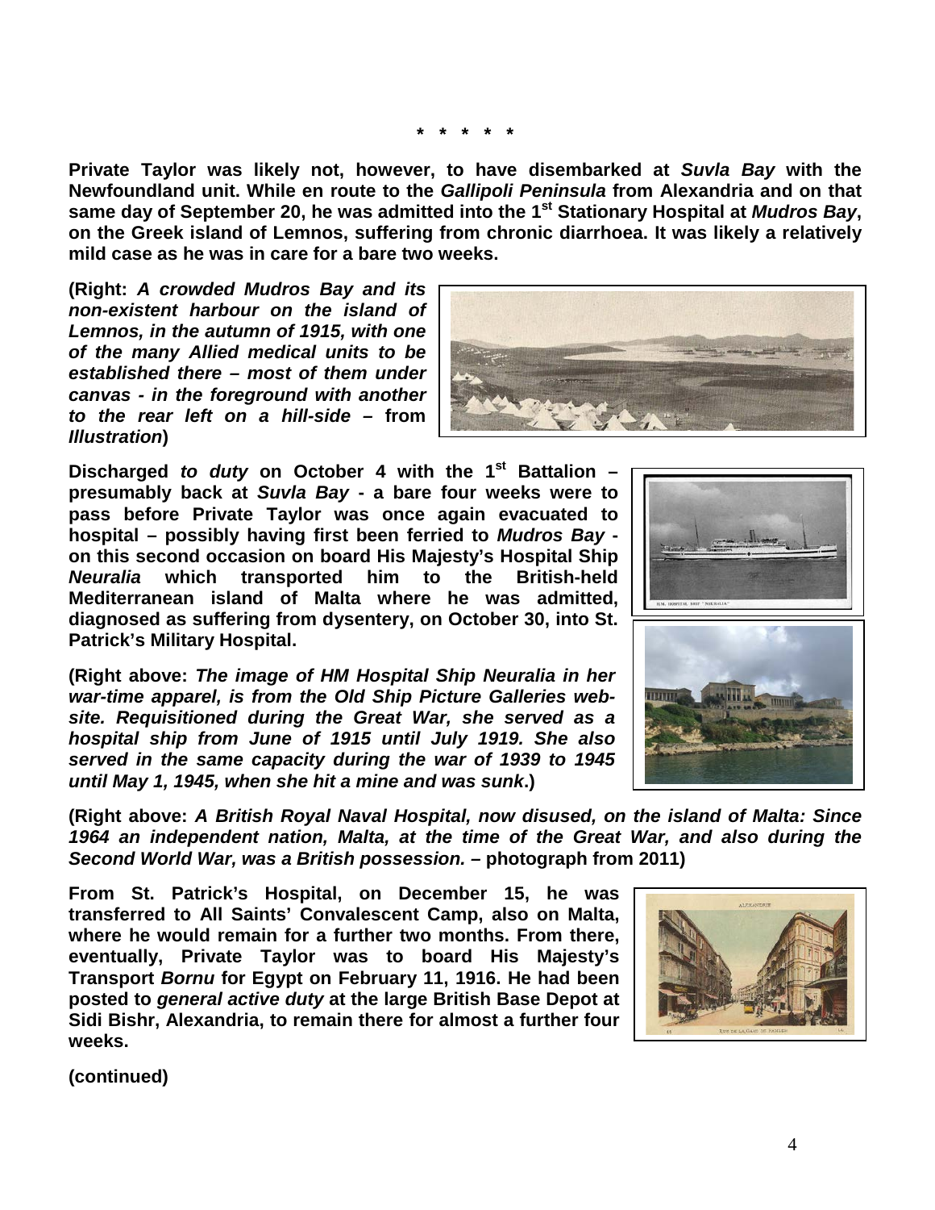\* \* \* \* \*

**Private Taylor was likely not, however, to have disembarked at *Suvla Bay* with the Newfoundland unit. While en route to the *Gallipoli Peninsula* from Alexandria and on that same day of September 20, he was admitted into the 1st Stationary Hospital at *Mudros Bay*, on the Greek island of Lemnos, suffering from chronic diarrhoea. It was likely a relatively mild case as he was in care for a bare two weeks.**

**(Right: *A crowded Mudros Bay and its non-existent harbour on the island of Lemnos, in the autumn of 1915, with one of the many Allied medical units to be established there – most of them under canvas - in the foreground with another to the rear left on a hill-side* – from *Illustration*)**

**Discharged *to duty* on October 4 with the 1st Battalion – presumably back at *Suvla Bay* - a bare four weeks were to pass before Private Taylor was once again evacuated to hospital – possibly having first been ferried to *Mudros Bay* - on this second occasion on board His Majesty's Hospital Ship *Neuralia* which transported him to the British-held Mediterranean island of Malta where he was admitted, diagnosed as suffering from dysentery, on October 30, into St. Patrick's Military Hospital.**

**(Right above: *The image of HM Hospital Ship Neuralia in her war-time apparel, is from the Old Ship Picture Galleries web-site. Requisitioned during the Great War, she served as a hospital ship from June of 1915 until July 1919. She also served in the same capacity during the war of 1939 to 1945 until May 1, 1945, when she hit a mine and was sunk*.)**

**(Right above: *A British Royal Naval Hospital, now disused, on the island of Malta: Since 1964 an independent nation, Malta, at the time of the Great War, and also during the Second World War, was a British possession.* – photograph from 2011)**

**From St. Patrick's Hospital, on December 15, he was transferred to All Saints' Convalescent Camp, also on Malta, where he would remain for a further two months. From there, eventually, Private Taylor was to board His Majesty's Transport *Bornu* for Egypt on February 11, 1916. He had been posted to *general active duty* at the large British Base Depot at Sidi Bishr, Alexandria, to remain there for almost a further four weeks.**

**(continued)**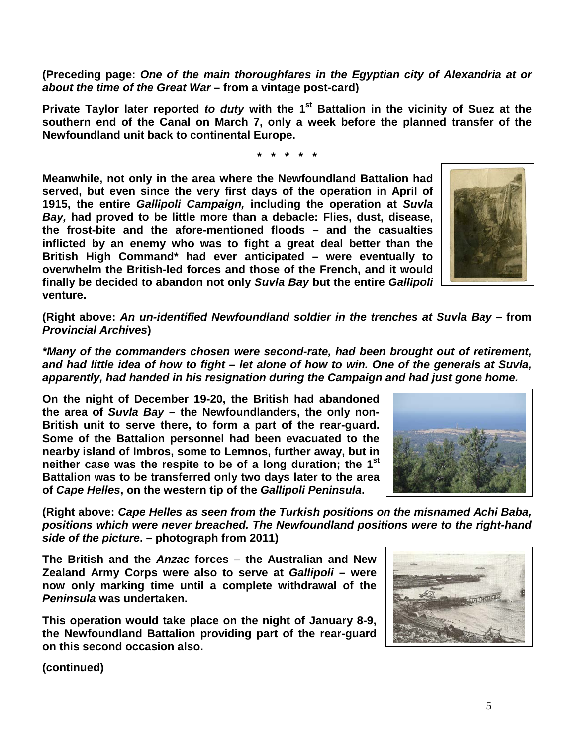**(Preceding page: *One of the main thoroughfares in the Egyptian city of Alexandria at or about the time of the Great War* – from a vintage post-card)**

**Private Taylor later reported *to duty* with the 1st Battalion in the vicinity of Suez at the southern end of the Canal on March 7, only a week before the planned transfer of the Newfoundland unit back to continental Europe.**

**\* \* \* \* \***

**Meanwhile, not only in the area where the Newfoundland Battalion had served, but even since the very first days of the operation in April of 1915, the entire *Gallipoli Campaign,* including the operation at *Suvla Bay,* had proved to be little more than a debacle: Flies, dust, disease, the frost-bite and the afore-mentioned floods – and the casualties inflicted by an enemy who was to fight a great deal better than the British High Command\* had ever anticipated – were eventually to overwhelm the British-led forces and those of the French, and it would finally be decided to abandon not only *Suvla Bay* but the entire *Gallipoli* venture.**

**(Right above: *An un-identified Newfoundland soldier in the trenches at Suvla Bay* – from *Provincial Archives*)**

***\*Many of the commanders chosen were second-rate, had been brought out of retirement, and had little idea of how to fight – let alone of how to win. One of the generals at Suvla, apparently, had handed in his resignation during the Campaign and had just gone home.***

**On the night of December 19-20, the British had abandoned the area of *Suvla Bay* – the Newfoundlanders, the only non-British unit to serve there, to form a part of the rear-guard. Some of the Battalion personnel had been evacuated to the nearby island of Imbros, some to Lemnos, further away, but in neither case was the respite to be of a long duration; the 1st Battalion was to be transferred only two days later to the area of *Cape Helles*, on the western tip of the *Gallipoli Peninsula*.**

**(Right above: *Cape Helles as seen from the Turkish positions on the misnamed Achi Baba, positions which were never breached. The Newfoundland positions were to the right-hand side of the picture*. – photograph from 2011)**

**The British and the *Anzac* forces – the Australian and New Zealand Army Corps were also to serve at *Gallipoli* – were now only marking time until a complete withdrawal of the *Peninsula* was undertaken.**

**This operation would take place on the night of January 8-9, the Newfoundland Battalion providing part of the rear-guard on this second occasion also.**

**(continued)**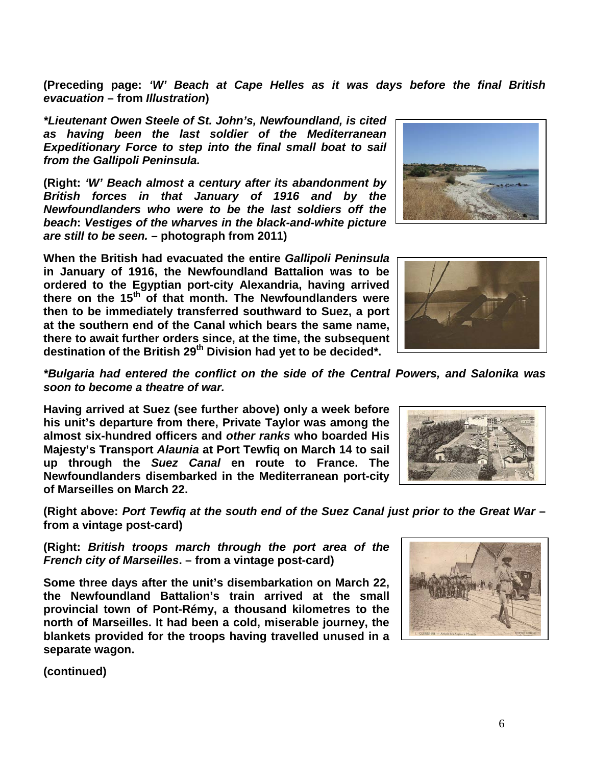**(Preceding page: *'W' Beach at Cape Helles as it was days before the final British evacuation* – from *Illustration*)**

***\*Lieutenant Owen Steele of St. John's, Newfoundland, is cited as having been the last soldier of the Mediterranean Expeditionary Force to step into the final small boat to sail from the Gallipoli Peninsula.***

**(Right: *'W' Beach almost a century after its abandonment by British forces in that January of 1916 and by the Newfoundlanders who were to be the last soldiers off the beach*: *Vestiges of the wharves in the black-and-white picture are still to be seen.* – photograph from 2011)**

**When the British had evacuated the entire *Gallipoli Peninsula* in January of 1916, the Newfoundland Battalion was to be ordered to the Egyptian port-city Alexandria, having arrived there on the 15th of that month. The Newfoundlanders were then to be immediately transferred southward to Suez, a port at the southern end of the Canal which bears the same name, there to await further orders since, at the time, the subsequent destination of the British 29th Division had yet to be decided\*.**

***\*Bulgaria had entered the conflict on the side of the Central Powers, and Salonika was soon to become a theatre of war.***

**Having arrived at Suez (see further above) only a week before his unit's departure from there, Private Taylor was among the almost six-hundred officers and *other ranks* who boarded His Majesty's Transport *Alaunia* at Port Tewfiq on March 14 to sail up through the *Suez Canal* en route to France. The Newfoundlanders disembarked in the Mediterranean port-city of Marseilles on March 22.**

**(Right above: *Port Tewfiq at the south end of the Suez Canal just prior to the Great War* – from a vintage post-card)**

**(Right: *British troops march through the port area of the French city of Marseilles*. – from a vintage post-card)**

**Some three days after the unit's disembarkation on March 22, the Newfoundland Battalion's train arrived at the small provincial town of Pont-Rémy, a thousand kilometres to the north of Marseilles. It had been a cold, miserable journey, the blankets provided for the troops having travelled unused in a separate wagon.**

**(continued)**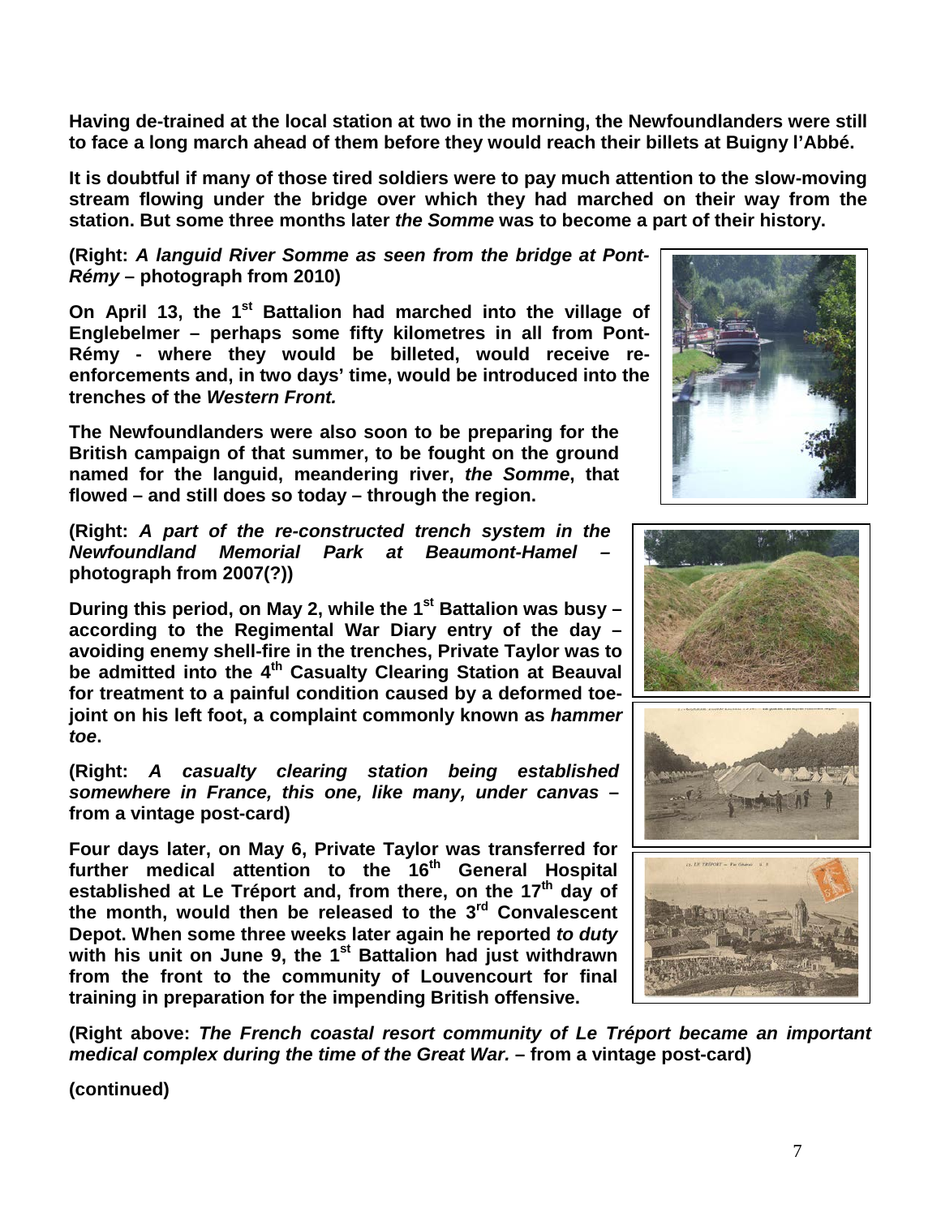**Having de-trained at the local station at two in the morning, the Newfoundlanders were still to face a long march ahead of them before they would reach their billets at Buigny l'Abbé.**

**It is doubtful if many of those tired soldiers were to pay much attention to the slow-moving stream flowing under the bridge over which they had marched on their way from the station. But some three months later *the Somme* was to become a part of their history.**

**(Right: *A languid River Somme as seen from the bridge at Pont-Rémy* – photograph from 2010)**

**On April 13, the 1st Battalion had marched into the village of Englebelmer – perhaps some fifty kilometres in all from Pont-Rémy - where they would be billeted, would receive re-enforcements and, in two days' time, would be introduced into the trenches of the *Western Front.***

**The Newfoundlanders were also soon to be preparing for the British campaign of that summer, to be fought on the ground named for the languid, meandering river, *the Somme*, that flowed – and still does so today – through the region.**

**(Right: *A part of the re-constructed trench system in the Newfoundland Memorial Park at Beaumont-Hamel* – photograph from 2007(?))**

**During this period, on May 2, while the 1st Battalion was busy – according to the Regimental War Diary entry of the day – avoiding enemy shell-fire in the trenches, Private Taylor was to be admitted into the 4th Casualty Clearing Station at Beauval for treatment to a painful condition caused by a deformed toe-joint on his left foot, a complaint commonly known as *hammer toe*.**

**(Right: *A casualty clearing station being established somewhere in France, this one, like many, under canvas* – from a vintage post-card)**

**Four days later, on May 6, Private Taylor was transferred for further medical attention to the 16th General Hospital established at Le Tréport and, from there, on the 17th day of the month, would then be released to the 3rd Convalescent Depot. When some three weeks later again he reported *to duty* with his unit on June 9, the 1st Battalion had just withdrawn from the front to the community of Louvencourt for final training in preparation for the impending British offensive.**

**(Right above: *The French coastal resort community of Le Tréport became an important medical complex during the time of the Great War.* – from a vintage post-card)**

**(continued)**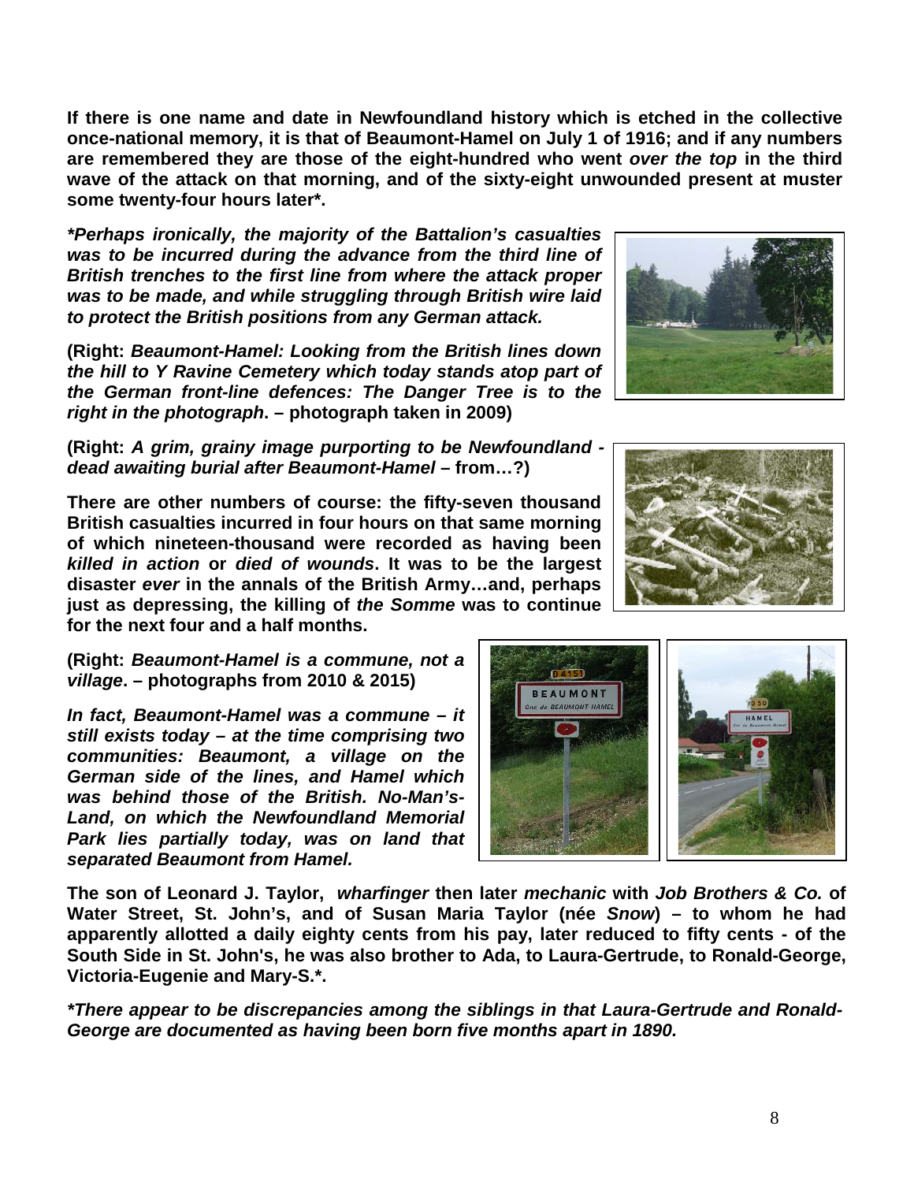**If there is one name and date in Newfoundland history which is etched in the collective once-national memory, it is that of Beaumont-Hamel on July 1 of 1916; and if any numbers are remembered they are those of the eight-hundred who went *over the top* in the third wave of the attack on that morning, and of the sixty-eight unwounded present at muster some twenty-four hours later*.**

***Perhaps ironically, the majority of the Battalion's casualties was to be incurred during the advance from the third line of British trenches to the first line from where the attack proper was to be made, and while struggling through British wire laid to protect the British positions from any German attack.***

**(Right: *Beaumont-Hamel: Looking from the British lines down the hill to Y Ravine Cemetery which today stands atop part of the German front-line defences: The Danger Tree is to the right in the photograph*. – photograph taken in 2009)**

**(Right: *A grim, grainy image purporting to be Newfoundland -dead awaiting burial after Beaumont-Hamel* – from…?)**

**There are other numbers of course: the fifty-seven thousand British casualties incurred in four hours on that same morning of which nineteen-thousand were recorded as having been *killed in action* or *died of wounds*. It was to be the largest disaster *ever* in the annals of the British Army…and, perhaps just as depressing, the killing of *the Somme* was to continue for the next four and a half months.**

**(Right: *Beaumont-Hamel is a commune, not a village*. – photographs from 2010 & 2015)**

***In fact, Beaumont-Hamel was a commune – it still exists today – at the time comprising two communities: Beaumont, a village on the German side of the lines, and Hamel which was behind those of the British. No-Man's-Land, on which the Newfoundland Memorial Park lies partially today, was on land that separated Beaumont from Hamel.***

**The son of Leonard J. Taylor, *wharfinger* then later *mechanic* with *Job Brothers & Co.* of Water Street, St. John's, and of Susan Maria Taylor (née *Snow*) – to whom he had apparently allotted a daily eighty cents from his pay, later reduced to fifty cents - of the South Side in St. John's, he was also brother to Ada, to Laura-Gertrude, to Ronald-George, Victoria-Eugenie and Mary-S.*.**

***There appear to be discrepancies among the siblings in that Laura-Gertrude and Ronald-George are documented as having been born five months apart in 1890.***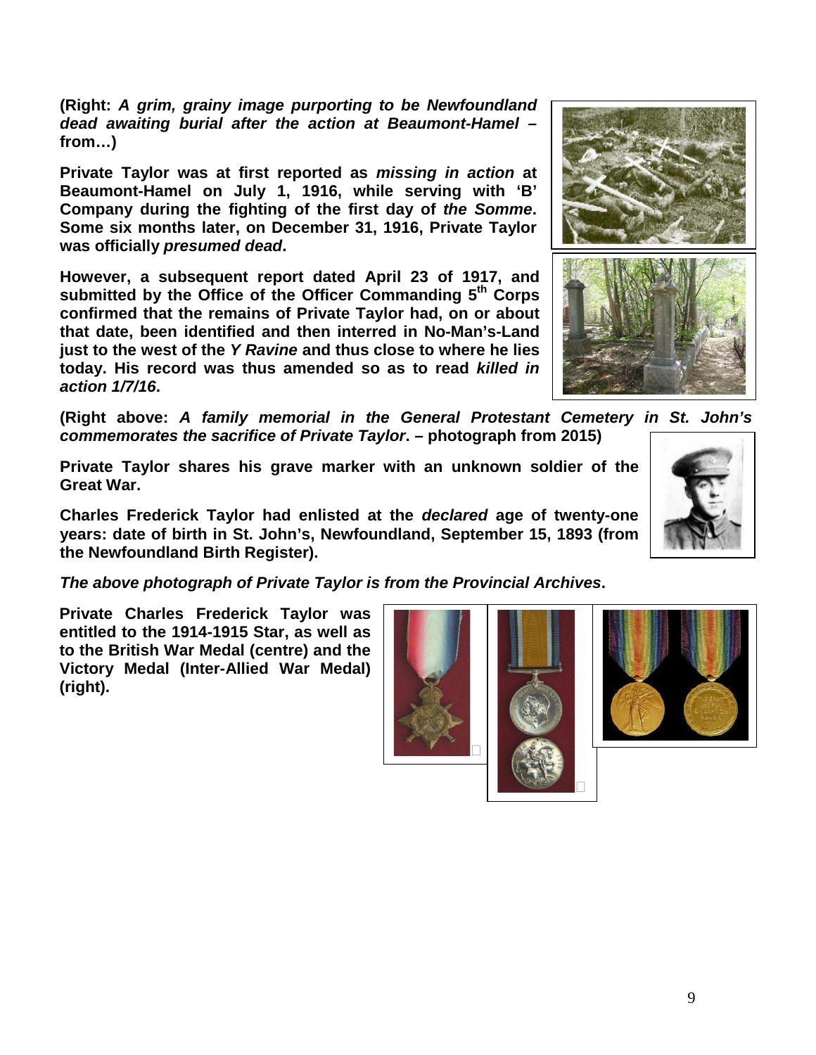**(Right: *A grim, grainy image purporting to be Newfoundland dead awaiting burial after the action at Beaumont-Hamel* – from…)**

**Private Taylor was at first reported as *missing in action* at Beaumont-Hamel on July 1, 1916, while serving with 'B' Company during the fighting of the first day of *the Somme*. Some six months later, on December 31, 1916, Private Taylor was officially *presumed dead*.**

**However, a subsequent report dated April 23 of 1917, and submitted by the Office of the Officer Commanding 5th Corps confirmed that the remains of Private Taylor had, on or about that date, been identified and then interred in No-Man's-Land just to the west of the *Y Ravine* and thus close to where he lies today. His record was thus amended so as to read *killed in action 1/7/16*.**

**(Right above: *A family memorial in the General Protestant Cemetery in St. John's commemorates the sacrifice of Private Taylor*. – photograph from 2015)**

**Private Taylor shares his grave marker with an unknown soldier of the Great War.**

**Charles Frederick Taylor had enlisted at the *declared* age of twenty-one years: date of birth in St. John's, Newfoundland, September 15, 1893 (from the Newfoundland Birth Register).**

***The above photograph of Private Taylor is from the Provincial Archives*.**

**Private Charles Frederick Taylor was entitled to the 1914-1915 Star, as well as to the British War Medal (centre) and the Victory Medal (Inter-Allied War Medal) (right).**